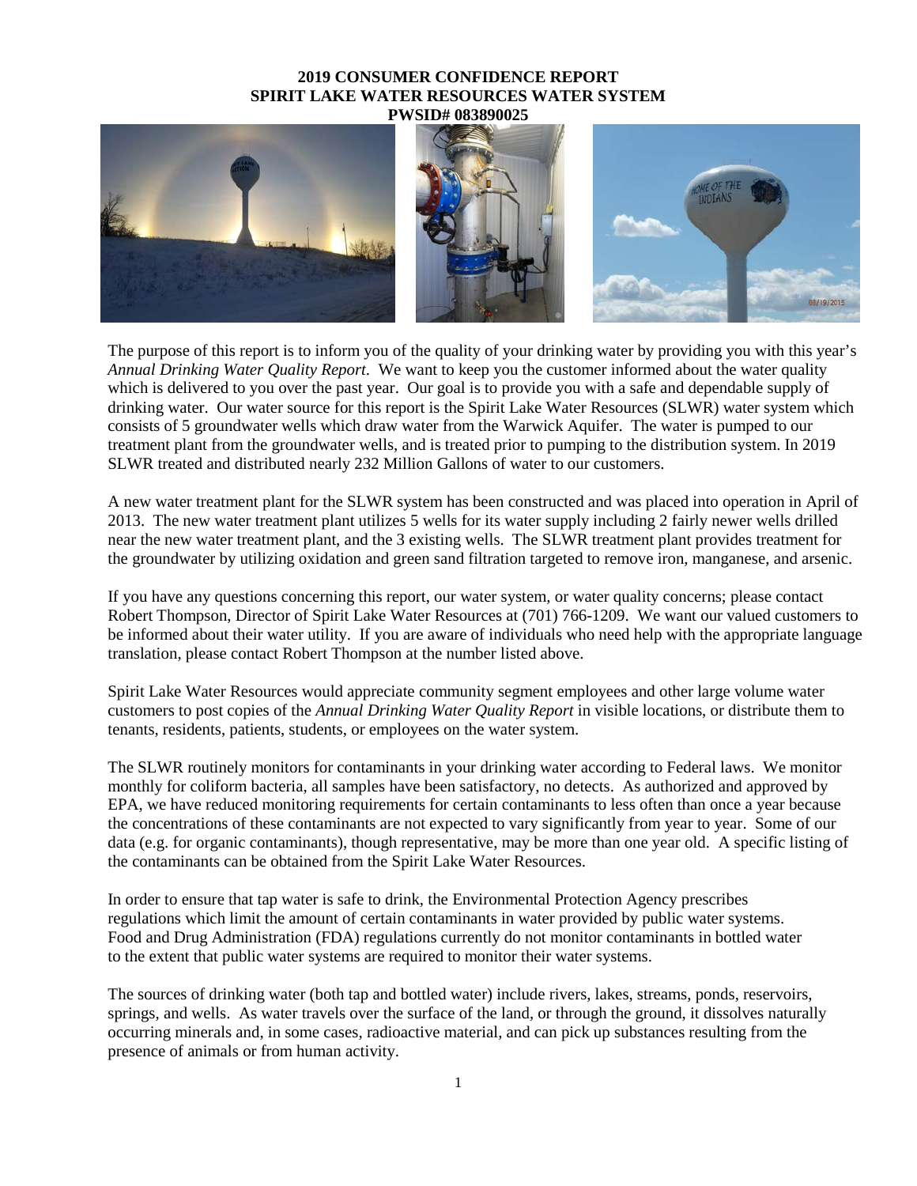# 2019 CONSUMER CONFIDENCE REPORT
# SPIRIT LAKE WATER RESOURCES WATER SYSTEM
# PWSID# 083890025

The purpose of this report is to inform you of the quality of your drinking water by providing you with this year's *Annual Drinking Water Quality Report*. We want to keep you the customer informed about the water quality which is delivered to you over the past year. Our goal is to provide you with a safe and dependable supply of drinking water. Our water source for this report is the Spirit Lake Water Resources (SLWR) water system which consists of 5 groundwater wells which draw water from the Warwick Aquifer. The water is pumped to our treatment plant from the groundwater wells, and is treated prior to pumping to the distribution system. In 2019 SLWR treated and distributed nearly 232 Million Gallons of water to our customers.

A new water treatment plant for the SLWR system has been constructed and was placed into operation in April of 2013. The new water treatment plant utilizes 5 wells for its water supply including 2 fairly newer wells drilled near the new water treatment plant, and the 3 existing wells. The SLWR treatment plant provides treatment for the groundwater by utilizing oxidation and green sand filtration targeted to remove iron, manganese, and arsenic.

If you have any questions concerning this report, our water system, or water quality concerns; please contact Robert Thompson, Director of Spirit Lake Water Resources at (701) 766-1209. We want our valued customers to be informed about their water utility. If you are aware of individuals who need help with the appropriate language translation, please contact Robert Thompson at the number listed above.

Spirit Lake Water Resources would appreciate community segment employees and other large volume water customers to post copies of the *Annual Drinking Water Quality Report* in visible locations, or distribute them to tenants, residents, patients, students, or employees on the water system.

The SLWR routinely monitors for contaminants in your drinking water according to Federal laws. We monitor monthly for coliform bacteria, all samples have been satisfactory, no detects. As authorized and approved by EPA, we have reduced monitoring requirements for certain contaminants to less often than once a year because the concentrations of these contaminants are not expected to vary significantly from year to year. Some of our data (e.g. for organic contaminants), though representative, may be more than one year old. A specific listing of the contaminants can be obtained from the Spirit Lake Water Resources.

In order to ensure that tap water is safe to drink, the Environmental Protection Agency prescribes regulations which limit the amount of certain contaminants in water provided by public water systems. Food and Drug Administration (FDA) regulations currently do not monitor contaminants in bottled water to the extent that public water systems are required to monitor their water systems.

The sources of drinking water (both tap and bottled water) include rivers, lakes, streams, ponds, reservoirs, springs, and wells. As water travels over the surface of the land, or through the ground, it dissolves naturally occurring minerals and, in some cases, radioactive material, and can pick up substances resulting from the presence of animals or from human activity.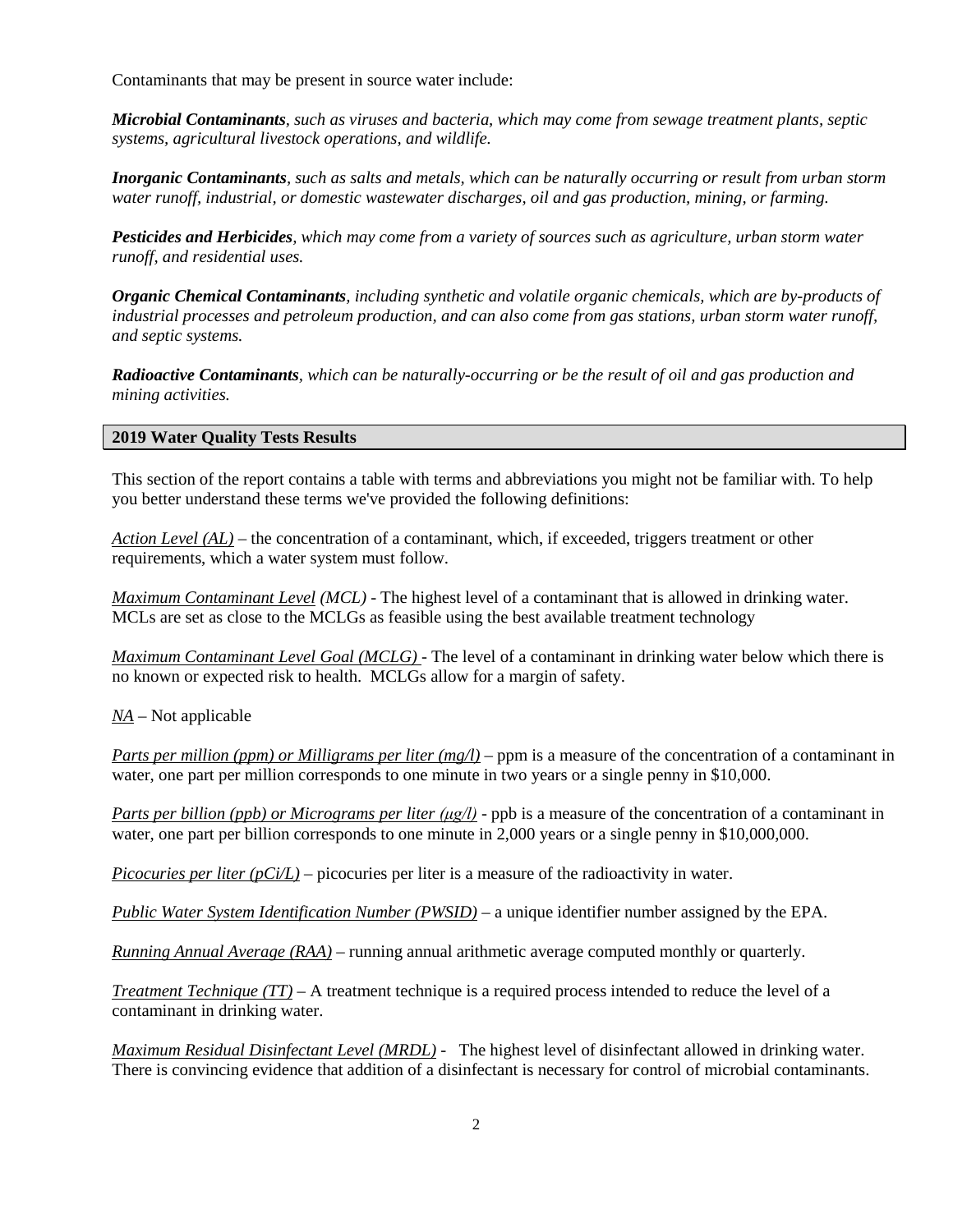Contaminants that may be present in source water include:

***Microbial Contaminants****, such as viruses and bacteria, which may come from sewage treatment plants, septic systems, agricultural livestock operations, and wildlife.*

***Inorganic Contaminants****, such as salts and metals, which can be naturally occurring or result from urban storm water runoff, industrial, or domestic wastewater discharges, oil and gas production, mining, or farming.*

***Pesticides and Herbicides****, which may come from a variety of sources such as agriculture, urban storm water runoff, and residential uses.*

***Organic Chemical Contaminants****, including synthetic and volatile organic chemicals, which are by-products of industrial processes and petroleum production, and can also come from gas stations, urban storm water runoff, and septic systems.*

***Radioactive Contaminants****, which can be naturally-occurring or be the result of oil and gas production and mining activities.*

## 2019 Water Quality Tests Results

This section of the report contains a table with terms and abbreviations you might not be familiar with. To help you better understand these terms we've provided the following definitions:

*Action Level (AL)* – the concentration of a contaminant, which, if exceeded, triggers treatment or other requirements, which a water system must follow.

*Maximum Contaminant Level (MCL)* - The highest level of a contaminant that is allowed in drinking water. MCLs are set as close to the MCLGs as feasible using the best available treatment technology

*Maximum Contaminant Level Goal (MCLG)* - The level of a contaminant in drinking water below which there is no known or expected risk to health. MCLGs allow for a margin of safety.

*NA* – Not applicable

*Parts per million (ppm) or Milligrams per liter (mg/l)* – ppm is a measure of the concentration of a contaminant in water, one part per million corresponds to one minute in two years or a single penny in $10,000.

*Parts per billion (ppb) or Micrograms per liter (µg/l)* - ppb is a measure of the concentration of a contaminant in water, one part per billion corresponds to one minute in 2,000 years or a single penny in $10,000,000.

*Picocuries per liter (pCi/L)* – picocuries per liter is a measure of the radioactivity in water.

*Public Water System Identification Number (PWSID)* – a unique identifier number assigned by the EPA.

*Running Annual Average (RAA)* – running annual arithmetic average computed monthly or quarterly.

*Treatment Technique (TT)* – A treatment technique is a required process intended to reduce the level of a contaminant in drinking water.

*Maximum Residual Disinfectant Level (MRDL)* - The highest level of disinfectant allowed in drinking water. There is convincing evidence that addition of a disinfectant is necessary for control of microbial contaminants.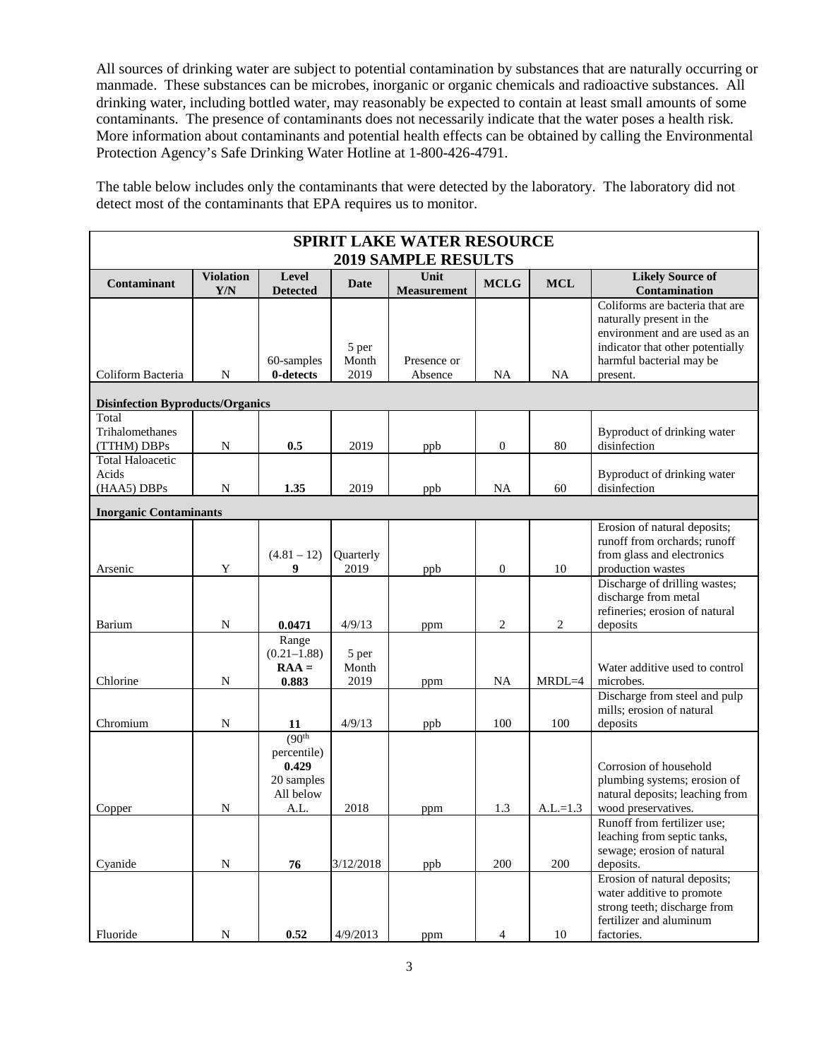All sources of drinking water are subject to potential contamination by substances that are naturally occurring or manmade. These substances can be microbes, inorganic or organic chemicals and radioactive substances. All drinking water, including bottled water, may reasonably be expected to contain at least small amounts of some contaminants. The presence of contaminants does not necessarily indicate that the water poses a health risk. More information about contaminants and potential health effects can be obtained by calling the Environmental Protection Agency's Safe Drinking Water Hotline at 1-800-426-4791.

The table below includes only the contaminants that were detected by the laboratory. The laboratory did not detect most of the contaminants that EPA requires us to monitor.

| **SPIRIT LAKE WATER RESOURCE 2019 SAMPLE RESULTS** | | | | | | | |
|---|---|---|---|---|---|---|---|
| **Contaminant** | **Violation Y/N** | **Level Detected** | **Date** | **Unit Measurement** | **MCLG** | **MCL** | **Likely Source of Contamination** |
| Coliform Bacteria | N | 60-samples **0-detects** | 5 per Month 2019 | Presence or Absence | NA | NA | Coliforms are bacteria that are naturally present in the environment and are used as an indicator that other potentially harmful bacterial may be present. |
| **Disinfection Byproducts/Organics** | | | | | | | |
| Total Trihalomethanes (TTHM) DBPs | N | **0.5** | 2019 | ppb | 0 | 80 | Byproduct of drinking water disinfection |
| Total Haloacetic Acids (HAA5) DBPs | N | **1.35** | 2019 | ppb | NA | 60 | Byproduct of drinking water disinfection |
| **Inorganic Contaminants** | | | | | | | |
| Arsenic | Y | (4.81 – 12) **9** | Quarterly 2019 | ppb | 0 | 10 | Erosion of natural deposits; runoff from orchards; runoff from glass and electronics production wastes |
| Barium | N | **0.0471** | 4/9/13 | ppm | 2 | 2 | Discharge of drilling wastes; discharge from metal refineries; erosion of natural deposits |
| Chlorine | N | Range (0.21–1.88) **RAA = 0.883** | 5 per Month 2019 | ppm | NA | MRDL=4 | Water additive used to control microbes. |
| Chromium | N | **11** | 4/9/13 | ppb | 100 | 100 | Discharge from steel and pulp mills; erosion of natural deposits |
| Copper | N | (90th percentile) **0.429** 20 samples All below A.L. | 2018 | ppm | 1.3 | A.L.=1.3 | Corrosion of household plumbing systems; erosion of natural deposits; leaching from wood preservatives. |
| Cyanide | N | **76** | 3/12/2018 | ppb | 200 | 200 | Runoff from fertilizer use; leaching from septic tanks, sewage; erosion of natural deposits. |
| Fluoride | N | **0.52** | 4/9/2013 | ppm | 4 | 10 | Erosion of natural deposits; water additive to promote strong teeth; discharge from fertilizer and aluminum factories. |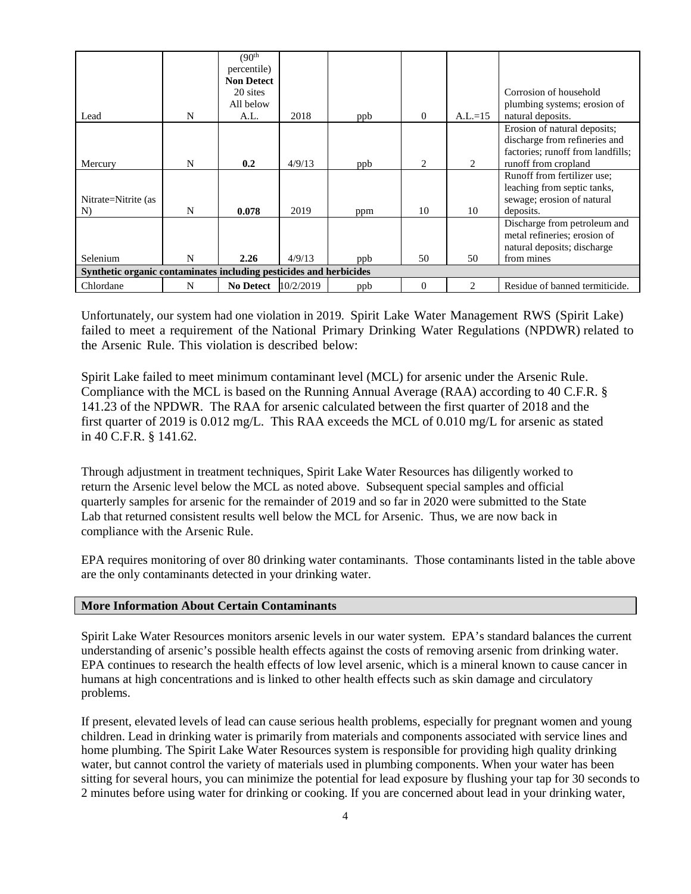| | | | | | | | |
|---|---|---|---|---|---|---|---|
| Lead | N | (90th percentile) **Non Detect** 20 sites All below A.L. | 2018 | ppb | 0 | A.L.=15 | Corrosion of household plumbing systems; erosion of natural deposits. |
| Mercury | N | **0.2** | 4/9/13 | ppb | 2 | 2 | Erosion of natural deposits; discharge from refineries and factories; runoff from landfills; runoff from cropland |
| Nitrate=Nitrite (as N) | N | **0.078** | 2019 | ppm | 10 | 10 | Runoff from fertilizer use; leaching from septic tanks, sewage; erosion of natural deposits. |
| Selenium | N | **2.26** | 4/9/13 | ppb | 50 | 50 | Discharge from petroleum and metal refineries; erosion of natural deposits; discharge from mines |
| **Synthetic organic contaminates including pesticides and herbicides** | | | | | | | |
| Chlordane | N | **No Detect** | 10/2/2019 | ppb | 0 | 2 | Residue of banned termiticide. |

Unfortunately, our system had one violation in 2019. Spirit Lake Water Management RWS (Spirit Lake) failed to meet a requirement of the National Primary Drinking Water Regulations (NPDWR) related to the Arsenic Rule. This violation is described below:

Spirit Lake failed to meet minimum contaminant level (MCL) for arsenic under the Arsenic Rule. Compliance with the MCL is based on the Running Annual Average (RAA) according to 40 C.F.R. § 141.23 of the NPDWR. The RAA for arsenic calculated between the first quarter of 2018 and the first quarter of 2019 is 0.012 mg/L. This RAA exceeds the MCL of 0.010 mg/L for arsenic as stated in 40 C.F.R. § 141.62.

Through adjustment in treatment techniques, Spirit Lake Water Resources has diligently worked to return the Arsenic level below the MCL as noted above. Subsequent special samples and official quarterly samples for arsenic for the remainder of 2019 and so far in 2020 were submitted to the State Lab that returned consistent results well below the MCL for Arsenic. Thus, we are now back in compliance with the Arsenic Rule.

EPA requires monitoring of over 80 drinking water contaminants. Those contaminants listed in the table above are the only contaminants detected in your drinking water.

## More Information About Certain Contaminants

Spirit Lake Water Resources monitors arsenic levels in our water system. EPA's standard balances the current understanding of arsenic's possible health effects against the costs of removing arsenic from drinking water. EPA continues to research the health effects of low level arsenic, which is a mineral known to cause cancer in humans at high concentrations and is linked to other health effects such as skin damage and circulatory problems.

If present, elevated levels of lead can cause serious health problems, especially for pregnant women and young children. Lead in drinking water is primarily from materials and components associated with service lines and home plumbing. The Spirit Lake Water Resources system is responsible for providing high quality drinking water, but cannot control the variety of materials used in plumbing components. When your water has been sitting for several hours, you can minimize the potential for lead exposure by flushing your tap for 30 seconds to 2 minutes before using water for drinking or cooking. If you are concerned about lead in your drinking water,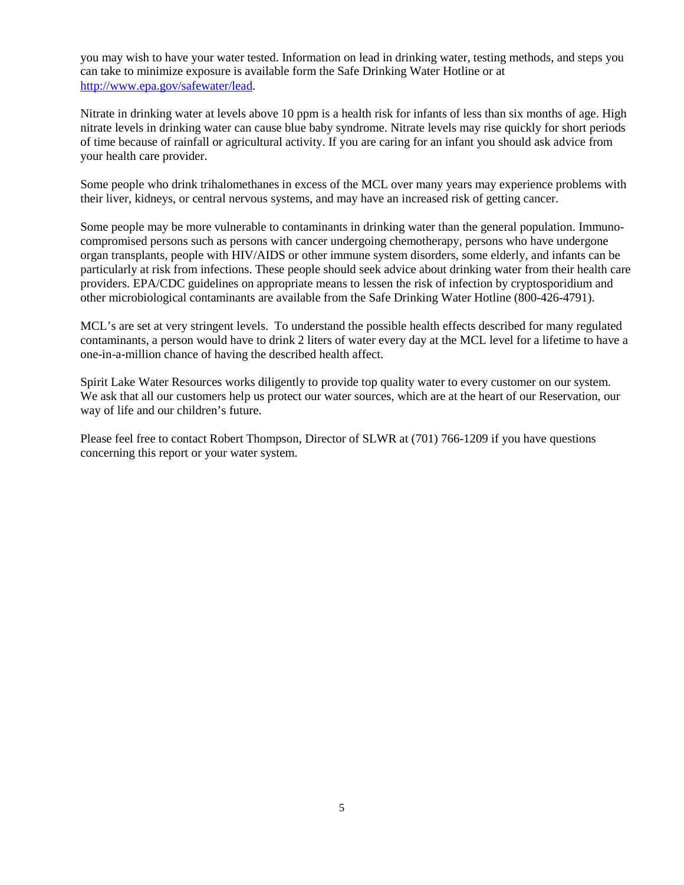you may wish to have your water tested. Information on lead in drinking water, testing methods, and steps you can take to minimize exposure is available form the Safe Drinking Water Hotline or at http://www.epa.gov/safewater/lead.

Nitrate in drinking water at levels above 10 ppm is a health risk for infants of less than six months of age. High nitrate levels in drinking water can cause blue baby syndrome. Nitrate levels may rise quickly for short periods of time because of rainfall or agricultural activity. If you are caring for an infant you should ask advice from your health care provider.

Some people who drink trihalomethanes in excess of the MCL over many years may experience problems with their liver, kidneys, or central nervous systems, and may have an increased risk of getting cancer.

Some people may be more vulnerable to contaminants in drinking water than the general population. Immuno-compromised persons such as persons with cancer undergoing chemotherapy, persons who have undergone organ transplants, people with HIV/AIDS or other immune system disorders, some elderly, and infants can be particularly at risk from infections. These people should seek advice about drinking water from their health care providers. EPA/CDC guidelines on appropriate means to lessen the risk of infection by cryptosporidium and other microbiological contaminants are available from the Safe Drinking Water Hotline (800-426-4791).

MCL's are set at very stringent levels. To understand the possible health effects described for many regulated contaminants, a person would have to drink 2 liters of water every day at the MCL level for a lifetime to have a one-in-a-million chance of having the described health affect.

Spirit Lake Water Resources works diligently to provide top quality water to every customer on our system. We ask that all our customers help us protect our water sources, which are at the heart of our Reservation, our way of life and our children's future.

Please feel free to contact Robert Thompson, Director of SLWR at (701) 766-1209 if you have questions concerning this report or your water system.